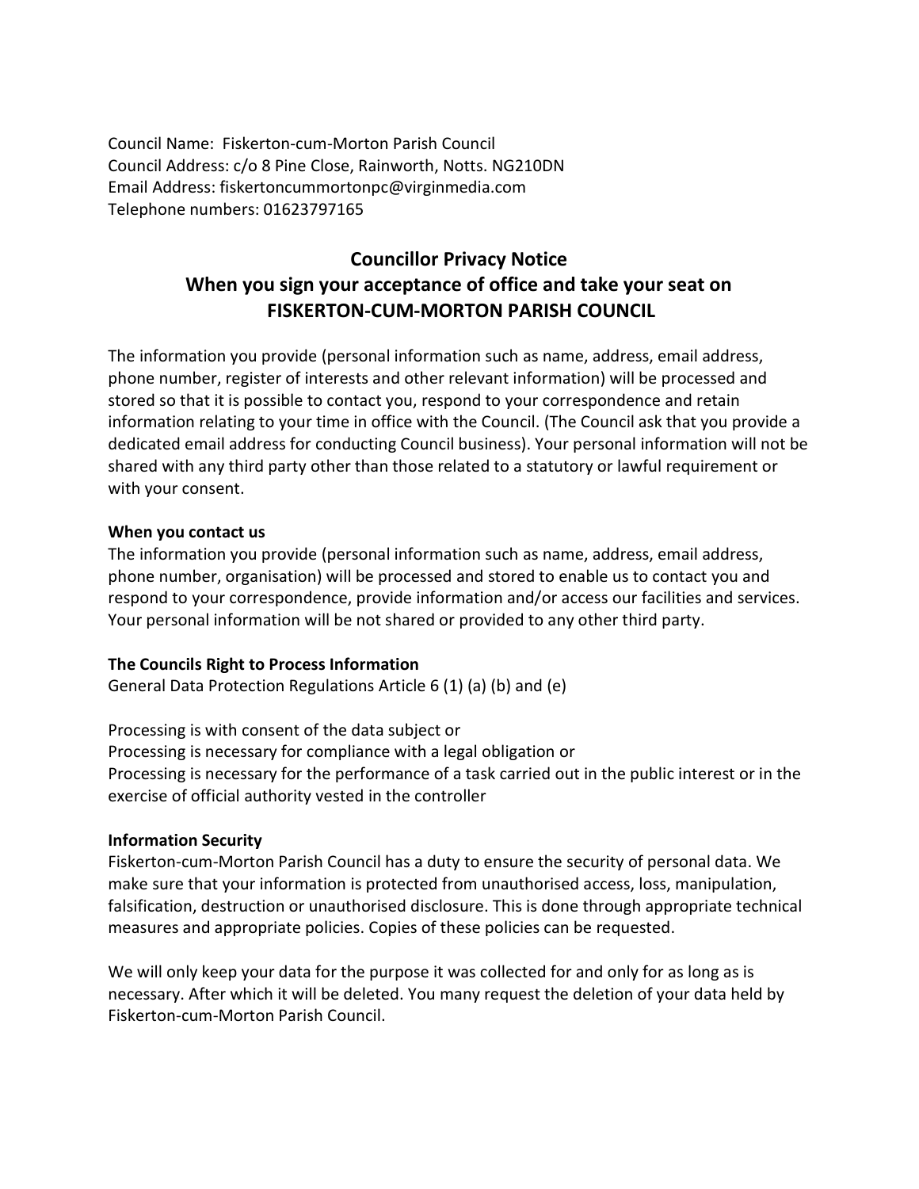Council Name: Fiskerton-cum-Morton Parish Council
Council Address: c/o 8 Pine Close, Rainworth, Notts. NG210DN
Email Address: fiskertoncummortonpc@virginmedia.com
Telephone numbers: 01623797165

## Councillor Privacy Notice
## When you sign your acceptance of office and take your seat on FISKERTON-CUM-MORTON PARISH COUNCIL

The information you provide (personal information such as name, address, email address, phone number, register of interests and other relevant information) will be processed and stored so that it is possible to contact you, respond to your correspondence and retain information relating to your time in office with the Council. (The Council ask that you provide a dedicated email address for conducting Council business). Your personal information will not be shared with any third party other than those related to a statutory or lawful requirement or with your consent.

**When you contact us**
The information you provide (personal information such as name, address, email address, phone number, organisation) will be processed and stored to enable us to contact you and respond to your correspondence, provide information and/or access our facilities and services. Your personal information will be not shared or provided to any other third party.

**The Councils Right to Process Information**
General Data Protection Regulations Article 6 (1) (a) (b) and (e)

Processing is with consent of the data subject or
Processing is necessary for compliance with a legal obligation or
Processing is necessary for the performance of a task carried out in the public interest or in the exercise of official authority vested in the controller

**Information Security**
Fiskerton-cum-Morton Parish Council has a duty to ensure the security of personal data. We make sure that your information is protected from unauthorised access, loss, manipulation, falsification, destruction or unauthorised disclosure. This is done through appropriate technical measures and appropriate policies. Copies of these policies can be requested.

We will only keep your data for the purpose it was collected for and only for as long as is necessary. After which it will be deleted. You many request the deletion of your data held by Fiskerton-cum-Morton Parish Council.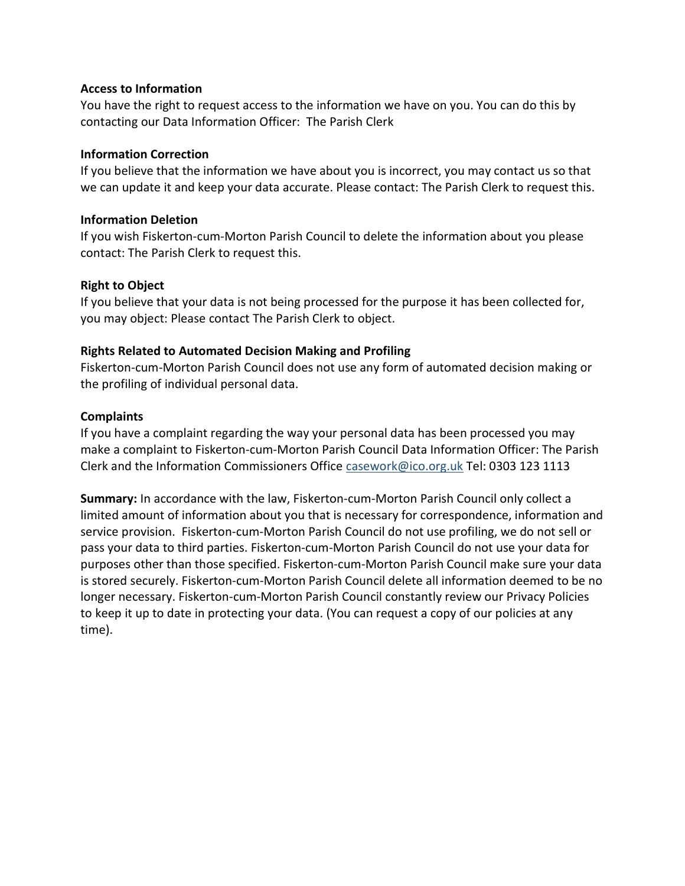**Access to Information**

You have the right to request access to the information we have on you. You can do this by contacting our Data Information Officer:  The Parish Clerk

**Information Correction**

If you believe that the information we have about you is incorrect, you may contact us so that we can update it and keep your data accurate. Please contact: The Parish Clerk to request this.

**Information Deletion**

If you wish Fiskerton-cum-Morton Parish Council to delete the information about you please contact: The Parish Clerk to request this.

**Right to Object**

If you believe that your data is not being processed for the purpose it has been collected for, you may object: Please contact The Parish Clerk to object.

**Rights Related to Automated Decision Making and Profiling**

Fiskerton-cum-Morton Parish Council does not use any form of automated decision making or the profiling of individual personal data.

**Complaints**

If you have a complaint regarding the way your personal data has been processed you may make a complaint to Fiskerton-cum-Morton Parish Council Data Information Officer: The Parish Clerk and the Information Commissioners Office casework@ico.org.uk Tel: 0303 123 1113

**Summary:** In accordance with the law, Fiskerton-cum-Morton Parish Council only collect a limited amount of information about you that is necessary for correspondence, information and service provision.  Fiskerton-cum-Morton Parish Council do not use profiling, we do not sell or pass your data to third parties. Fiskerton-cum-Morton Parish Council do not use your data for purposes other than those specified. Fiskerton-cum-Morton Parish Council make sure your data is stored securely. Fiskerton-cum-Morton Parish Council delete all information deemed to be no longer necessary. Fiskerton-cum-Morton Parish Council constantly review our Privacy Policies to keep it up to date in protecting your data. (You can request a copy of our policies at any time).